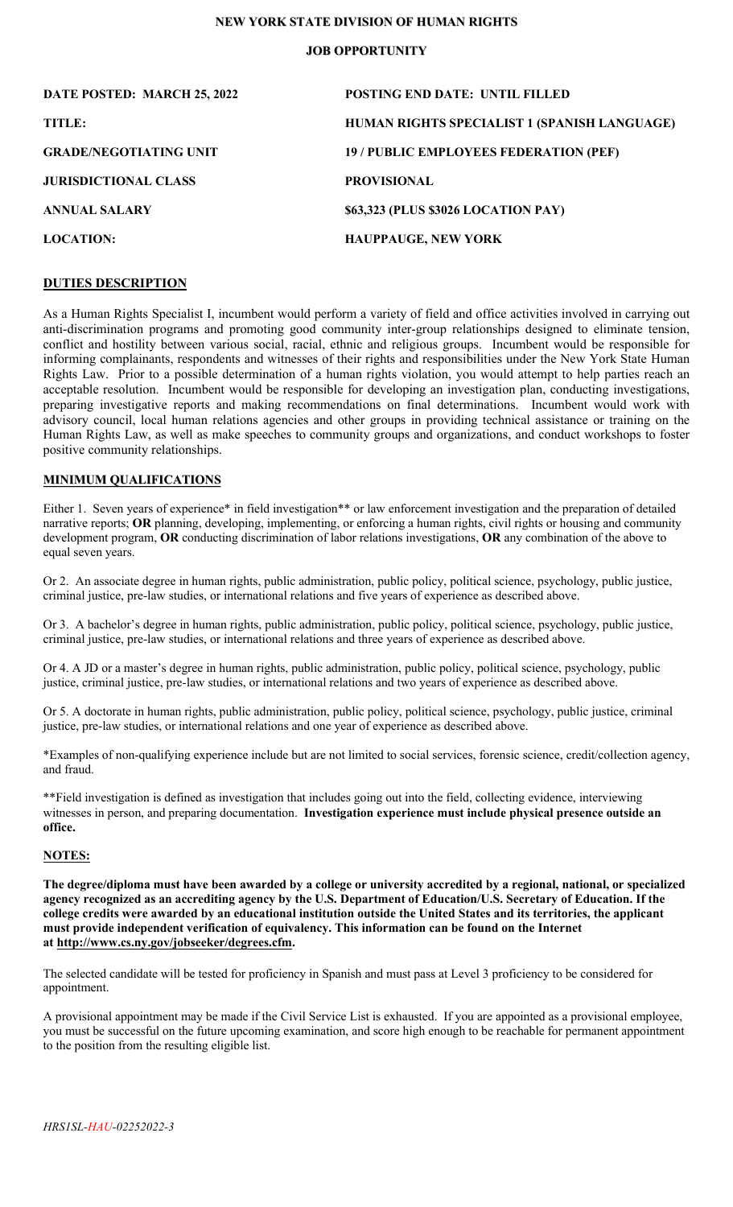# NEW YORK STATE DIVISION OF HUMAN RIGHTS

## JOB OPPORTUNITY

| | |
|---|---|
| **DATE POSTED: MARCH 25, 2022** | **POSTING END DATE: UNTIL FILLED** |
| **TITLE:** | **HUMAN RIGHTS SPECIALIST 1 (SPANISH LANGUAGE)** |
| **GRADE/NEGOTIATING UNIT** | **19 / PUBLIC EMPLOYEES FEDERATION (PEF)** |
| **JURISDICTIONAL CLASS** | **PROVISIONAL** |
| **ANNUAL SALARY** | **$63,323 (PLUS $3026 LOCATION PAY)** |
| **LOCATION:** | **HAUPPAUGE, NEW YORK** |

## DUTIES DESCRIPTION

As a Human Rights Specialist I, incumbent would perform a variety of field and office activities involved in carrying out anti-discrimination programs and promoting good community inter-group relationships designed to eliminate tension, conflict and hostility between various social, racial, ethnic and religious groups. Incumbent would be responsible for informing complainants, respondents and witnesses of their rights and responsibilities under the New York State Human Rights Law. Prior to a possible determination of a human rights violation, you would attempt to help parties reach an acceptable resolution. Incumbent would be responsible for developing an investigation plan, conducting investigations, preparing investigative reports and making recommendations on final determinations. Incumbent would work with advisory council, local human relations agencies and other groups in providing technical assistance or training on the Human Rights Law, as well as make speeches to community groups and organizations, and conduct workshops to foster positive community relationships.

## MINIMUM QUALIFICATIONS

Either 1. Seven years of experience* in field investigation** or law enforcement investigation and the preparation of detailed narrative reports; **OR** planning, developing, implementing, or enforcing a human rights, civil rights or housing and community development program, **OR** conducting discrimination of labor relations investigations, **OR** any combination of the above to equal seven years.

Or 2. An associate degree in human rights, public administration, public policy, political science, psychology, public justice, criminal justice, pre-law studies, or international relations and five years of experience as described above.

Or 3. A bachelor's degree in human rights, public administration, public policy, political science, psychology, public justice, criminal justice, pre-law studies, or international relations and three years of experience as described above.

Or 4. A JD or a master's degree in human rights, public administration, public policy, political science, psychology, public justice, criminal justice, pre-law studies, or international relations and two years of experience as described above.

Or 5. A doctorate in human rights, public administration, public policy, political science, psychology, public justice, criminal justice, pre-law studies, or international relations and one year of experience as described above.

*Examples of non-qualifying experience include but are not limited to social services, forensic science, credit/collection agency, and fraud.

**Field investigation is defined as investigation that includes going out into the field, collecting evidence, interviewing witnesses in person, and preparing documentation. **Investigation experience must include physical presence outside an office.**

## NOTES:

**The degree/diploma must have been awarded by a college or university accredited by a regional, national, or specialized agency recognized as an accrediting agency by the U.S. Department of Education/U.S. Secretary of Education. If the college credits were awarded by an educational institution outside the United States and its territories, the applicant must provide independent verification of equivalency. This information can be found on the Internet at http://www.cs.ny.gov/jobseeker/degrees.cfm.**

The selected candidate will be tested for proficiency in Spanish and must pass at Level 3 proficiency to be considered for appointment.

A provisional appointment may be made if the Civil Service List is exhausted. If you are appointed as a provisional employee, you must be successful on the future upcoming examination, and score high enough to be reachable for permanent appointment to the position from the resulting eligible list.

*HRS1SL-HAU-02252022-3*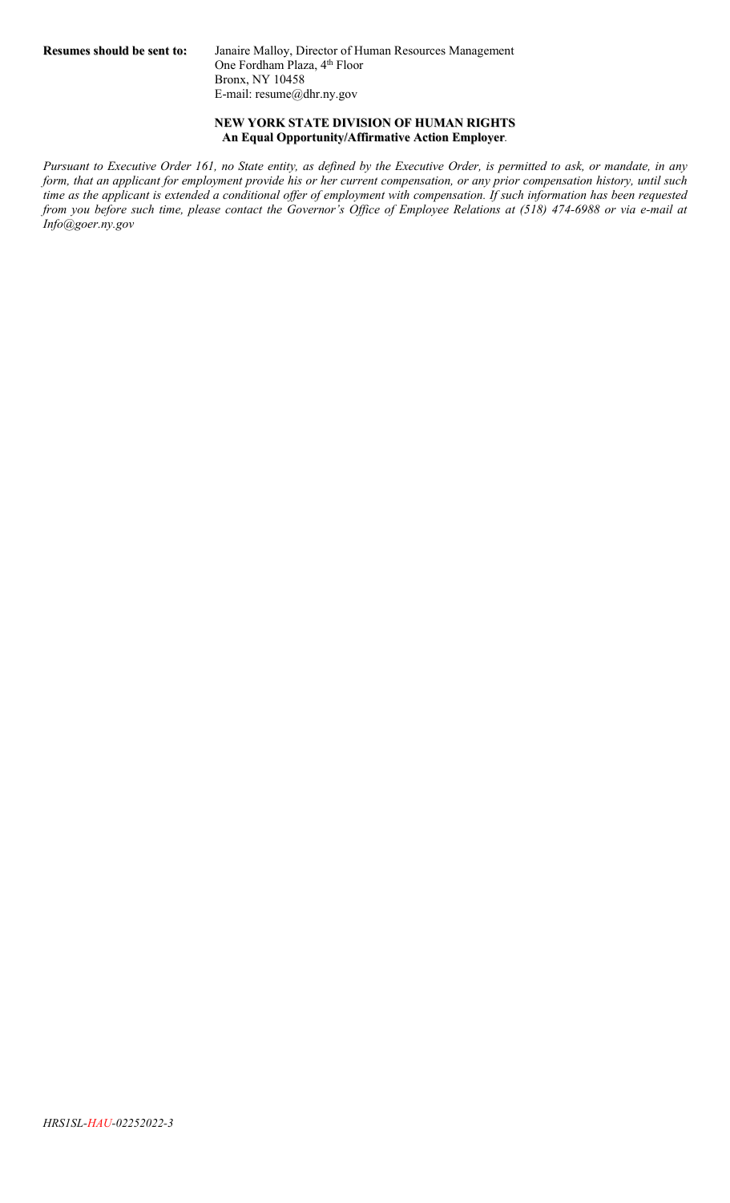**Resumes should be sent to:** Janaire Malloy, Director of Human Resources Management
One Fordham Plaza, 4th Floor
Bronx, NY 10458
E-mail: resume@dhr.ny.gov

**NEW YORK STATE DIVISION OF HUMAN RIGHTS**
**An Equal Opportunity/Affirmative Action Employer**.

*Pursuant to Executive Order 161, no State entity, as defined by the Executive Order, is permitted to ask, or mandate, in any form, that an applicant for employment provide his or her current compensation, or any prior compensation history, until such time as the applicant is extended a conditional offer of employment with compensation. If such information has been requested from you before such time, please contact the Governor's Office of Employee Relations at (518) 474-6988 or via e-mail at Info@goer.ny.gov*

*HRS1SL-HAU-02252022-3*